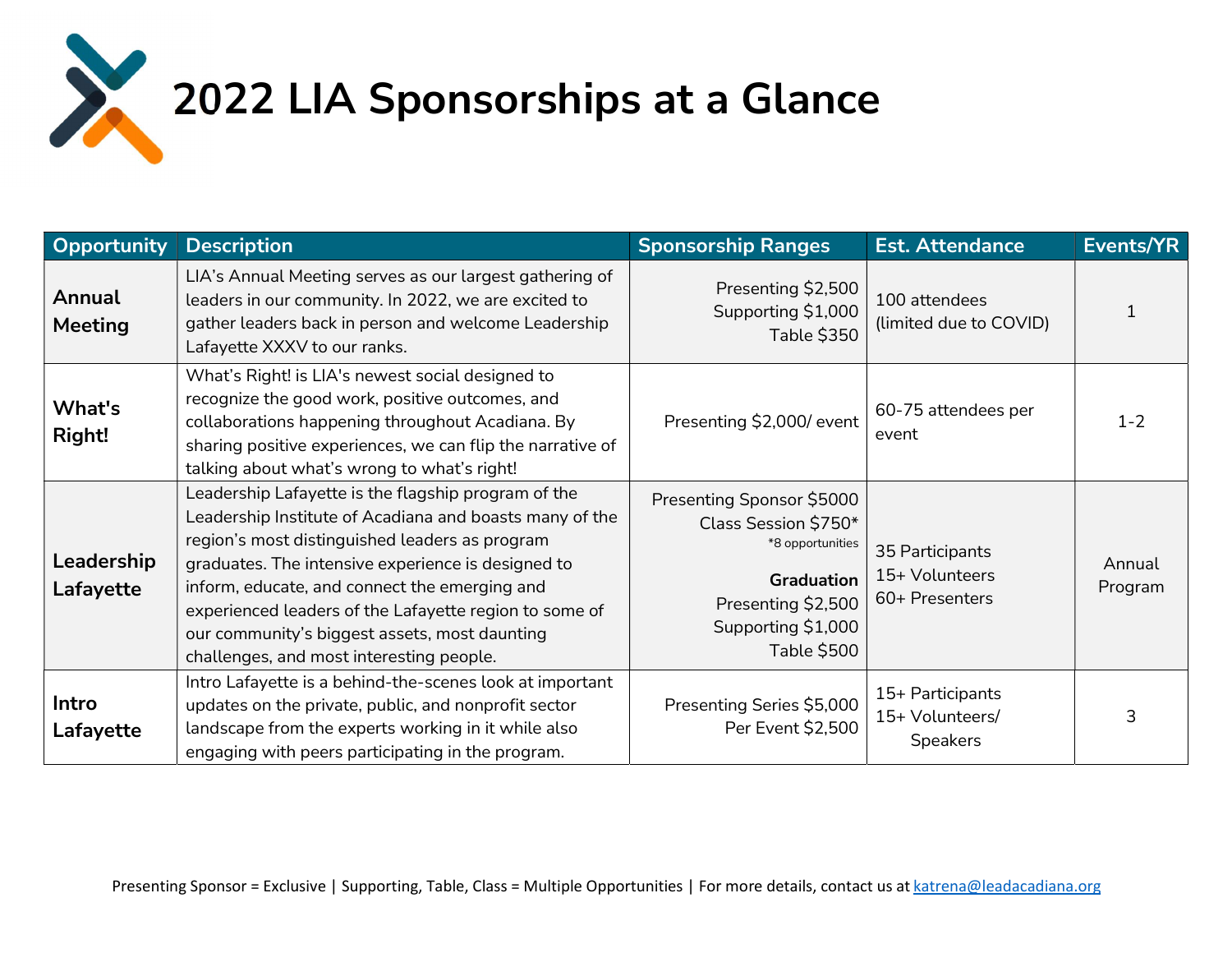# 2022 LIA Sponsorships at a Glance

| Opportunity | Description | Sponsorship Ranges | Est. Attendance | Events/YR |
|---|---|---|---|---|
| **Annual Meeting** | LIA's Annual Meeting serves as our largest gathering of leaders in our community. In 2022, we are excited to gather leaders back in person and welcome Leadership Lafayette XXXV to our ranks. | Presenting $2,500<br>Supporting $1,000<br>Table $350 | 100 attendees (limited due to COVID) | 1 |
| **What's Right!** | What's Right! is LIA's newest social designed to recognize the good work, positive outcomes, and collaborations happening throughout Acadiana. By sharing positive experiences, we can flip the narrative of talking about what's wrong to what's right! | Presenting $2,000/ event | 60-75 attendees per event | 1-2 |
| **Leadership Lafayette** | Leadership Lafayette is the flagship program of the Leadership Institute of Acadiana and boasts many of the region's most distinguished leaders as program graduates. The intensive experience is designed to inform, educate, and connect the emerging and experienced leaders of the Lafayette region to some of our community's biggest assets, most daunting challenges, and most interesting people. | Presenting Sponsor $5000<br>Class Session $750*<br>*8 opportunities<br>**Graduation**<br>Presenting $2,500<br>Supporting $1,000<br>Table $500 | 35 Participants<br>15+ Volunteers<br>60+ Presenters | Annual Program |
| **Intro Lafayette** | Intro Lafayette is a behind-the-scenes look at important updates on the private, public, and nonprofit sector landscape from the experts working in it while also engaging with peers participating in the program. | Presenting Series $5,000<br>Per Event $2,500 | 15+ Participants<br>15+ Volunteers/ Speakers | 3 |

Presenting Sponsor = Exclusive | Supporting, Table, Class = Multiple Opportunities | For more details, contact us at katrena@leadacadiana.org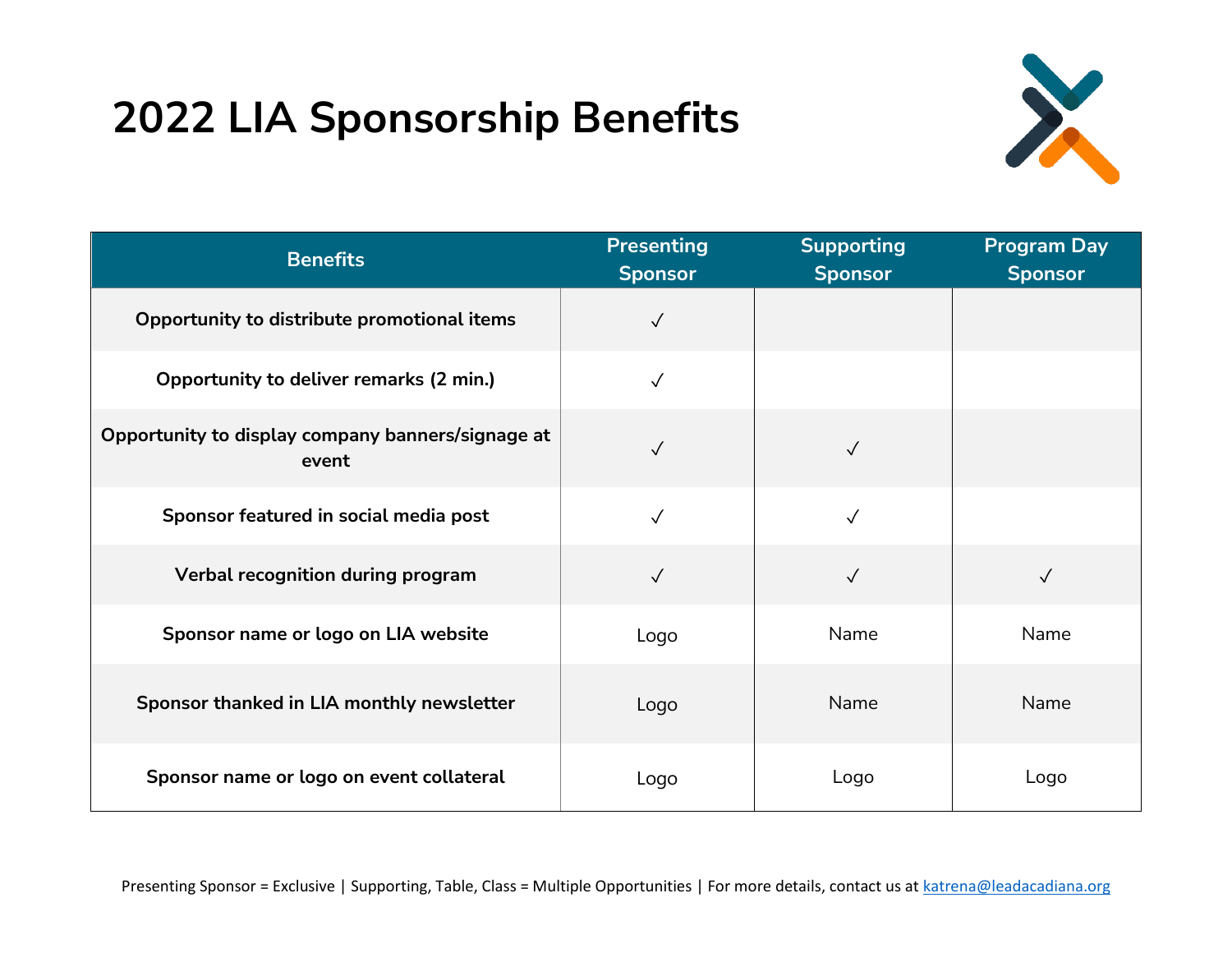# 2022 LIA Sponsorship Benefits

| Benefits | Presenting Sponsor | Supporting Sponsor | Program Day Sponsor |
|---|---|---|---|
| **Opportunity to distribute promotional items** | ✓ | | |
| **Opportunity to deliver remarks (2 min.)** | ✓ | | |
| **Opportunity to display company banners/signage at event** | ✓ | ✓ | |
| **Sponsor featured in social media post** | ✓ | ✓ | |
| **Verbal recognition during program** | ✓ | ✓ | ✓ |
| **Sponsor name or logo on LIA website** | Logo | Name | Name |
| **Sponsor thanked in LIA monthly newsletter** | Logo | Name | Name |
| **Sponsor name or logo on event collateral** | Logo | Logo | Logo |

Presenting Sponsor = Exclusive | Supporting, Table, Class = Multiple Opportunities | For more details, contact us at katrena@leadacadiana.org